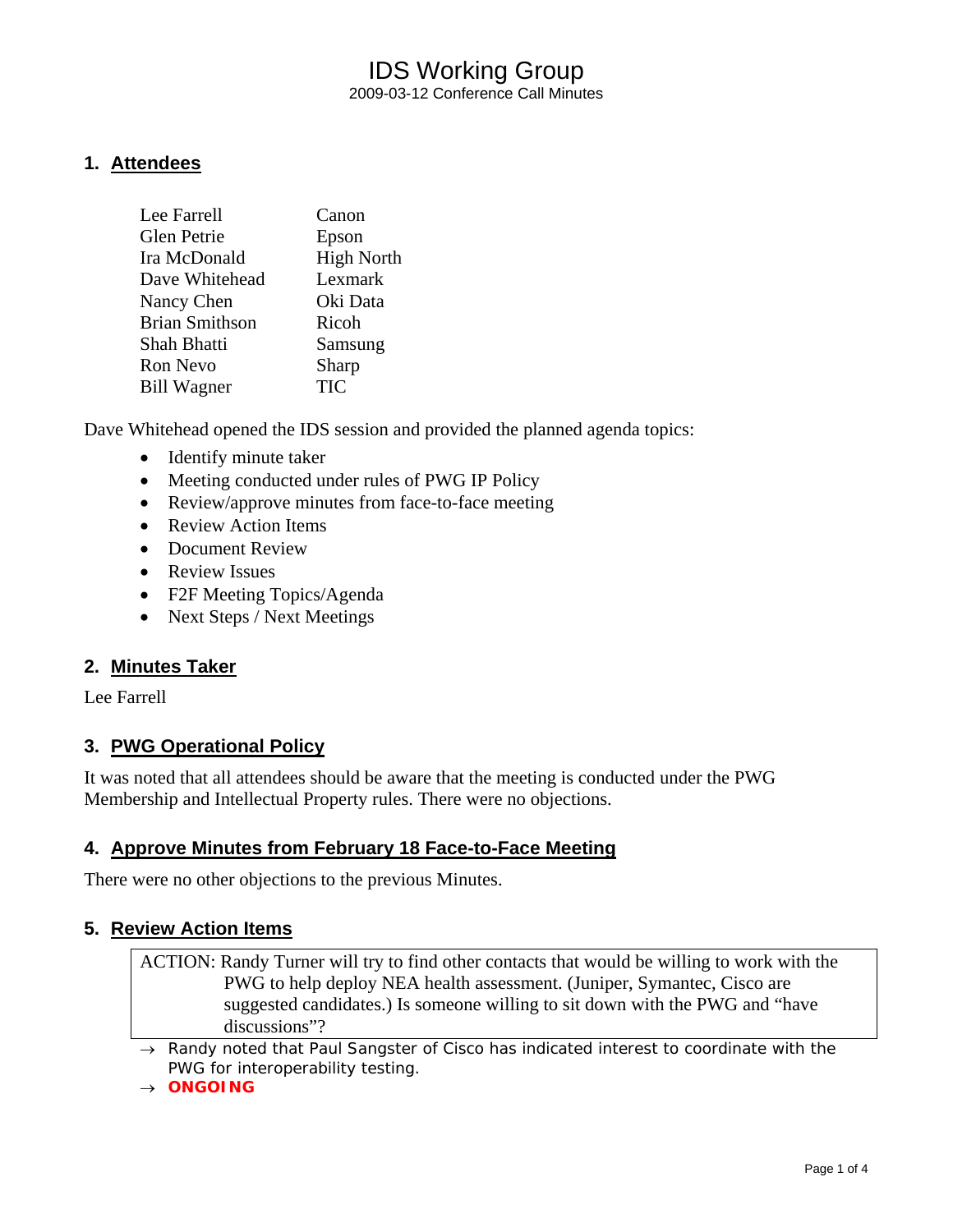# IDS Working Group

2009-03-12 Conference Call Minutes

## 1. Attendees

| | |
|---|---|
| Lee Farrell | Canon |
| Glen Petrie | Epson |
| Ira McDonald | High North |
| Dave Whitehead | Lexmark |
| Nancy Chen | Oki Data |
| Brian Smithson | Ricoh |
| Shah Bhatti | Samsung |
| Ron Nevo | Sharp |
| Bill Wagner | TIC |

Dave Whitehead opened the IDS session and provided the planned agenda topics:

- Identify minute taker
- Meeting conducted under rules of PWG IP Policy
- Review/approve minutes from face-to-face meeting
- Review Action Items
- Document Review
- Review Issues
- F2F Meeting Topics/Agenda
- Next Steps / Next Meetings

## 2. Minutes Taker

Lee Farrell

## 3. PWG Operational Policy

It was noted that all attendees should be aware that the meeting is conducted under the PWG Membership and Intellectual Property rules. There were no objections.

## 4. Approve Minutes from February 18 Face-to-Face Meeting

There were no other objections to the previous Minutes.

## 5. Review Action Items

> ACTION: Randy Turner will try to find other contacts that would be willing to work with the PWG to help deploy NEA health assessment. (Juniper, Symantec, Cisco are suggested candidates.) Is someone willing to sit down with the PWG and "have discussions"?

→ Randy noted that Paul Sangster of Cisco has indicated interest to coordinate with the PWG for interoperability testing.

→ **ONGOING**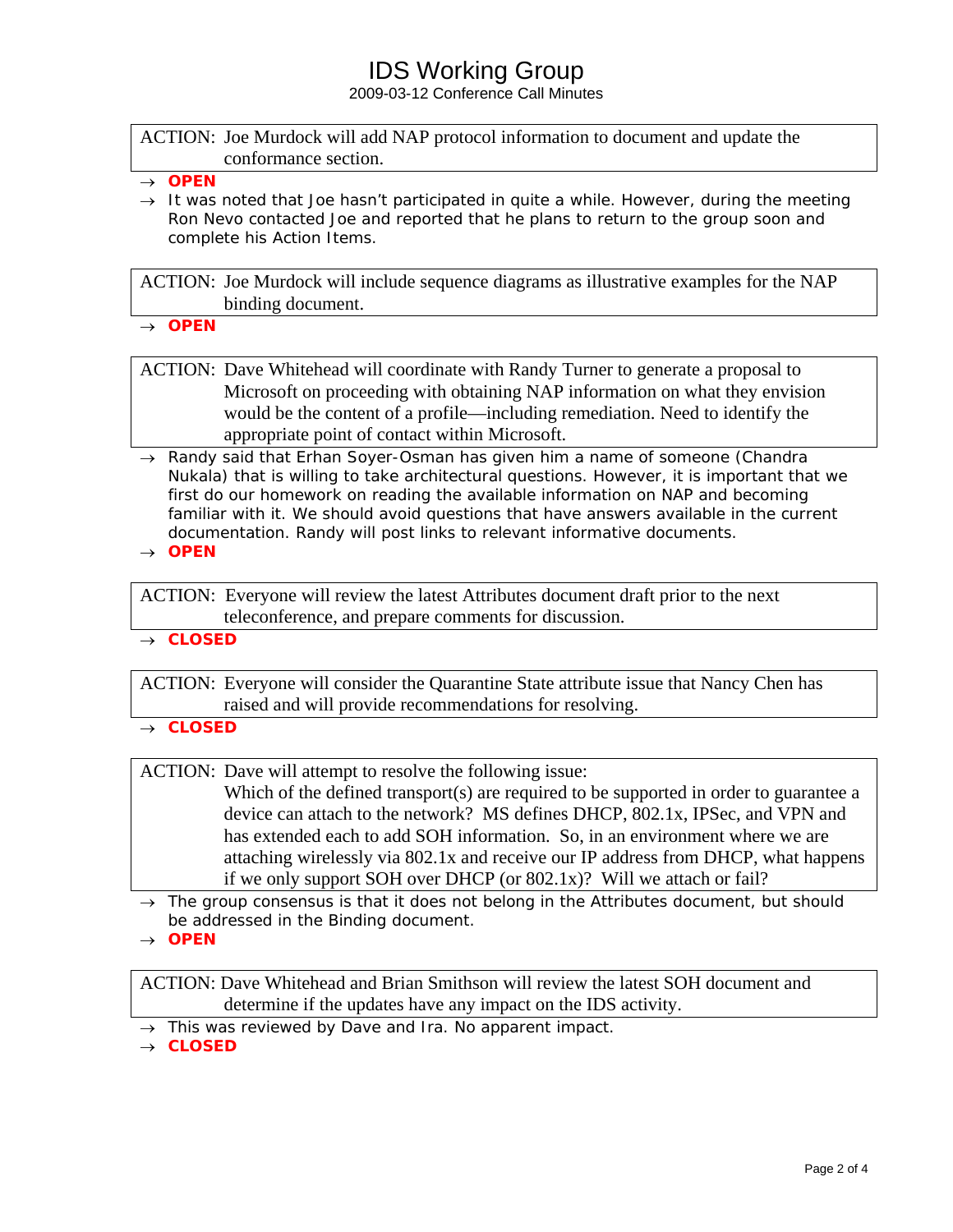ACTION: Joe Murdock will add NAP protocol information to document and update the conformance section.

- → **OPEN**
- → It was noted that Joe hasn't participated in quite a while. However, during the meeting Ron Nevo contacted Joe and reported that he plans to return to the group soon and complete his Action Items.

ACTION: Joe Murdock will include sequence diagrams as illustrative examples for the NAP binding document.

- → **OPEN**

ACTION: Dave Whitehead will coordinate with Randy Turner to generate a proposal to Microsoft on proceeding with obtaining NAP information on what they envision would be the content of a profile—including remediation. Need to identify the appropriate point of contact within Microsoft.

- → Randy said that Erhan Soyer-Osman has given him a name of someone (Chandra Nukala) that is willing to take architectural questions. However, it is important that we first do our homework on reading the available information on NAP and becoming familiar with it. We should avoid questions that have answers available in the current documentation. Randy will post links to relevant informative documents.
- → **OPEN**

ACTION: Everyone will review the latest Attributes document draft prior to the next teleconference, and prepare comments for discussion.

- → **CLOSED**

ACTION: Everyone will consider the Quarantine State attribute issue that Nancy Chen has raised and will provide recommendations for resolving.

- → **CLOSED**

ACTION: Dave will attempt to resolve the following issue:
Which of the defined transport(s) are required to be supported in order to guarantee a device can attach to the network? MS defines DHCP, 802.1x, IPSec, and VPN and has extended each to add SOH information. So, in an environment where we are attaching wirelessly via 802.1x and receive our IP address from DHCP, what happens if we only support SOH over DHCP (or 802.1x)? Will we attach or fail?

- → The group consensus is that it does not belong in the Attributes document, but should be addressed in the Binding document.
- → **OPEN**

ACTION: Dave Whitehead and Brian Smithson will review the latest SOH document and determine if the updates have any impact on the IDS activity.

- → This was reviewed by Dave and Ira. No apparent impact.
- → **CLOSED**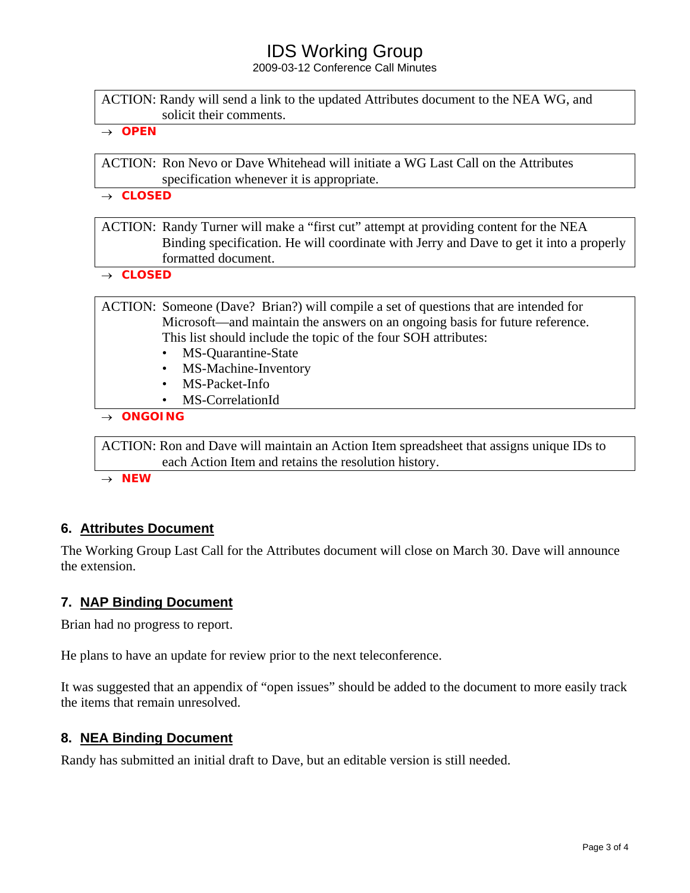ACTION: Randy will send a link to the updated Attributes document to the NEA WG, and solicit their comments.

→ **OPEN**

ACTION: Ron Nevo or Dave Whitehead will initiate a WG Last Call on the Attributes specification whenever it is appropriate.

→ **CLOSED**

ACTION: Randy Turner will make a "first cut" attempt at providing content for the NEA Binding specification. He will coordinate with Jerry and Dave to get it into a properly formatted document.

→ **CLOSED**

ACTION: Someone (Dave? Brian?) will compile a set of questions that are intended for Microsoft—and maintain the answers on an ongoing basis for future reference. This list should include the topic of the four SOH attributes:

- MS-Quarantine-State
- MS-Machine-Inventory
- MS-Packet-Info
- MS-CorrelationId

→ **ONGOING**

ACTION: Ron and Dave will maintain an Action Item spreadsheet that assigns unique IDs to each Action Item and retains the resolution history.

→ **NEW**

## 6. Attributes Document

The Working Group Last Call for the Attributes document will close on March 30. Dave will announce the extension.

## 7. NAP Binding Document

Brian had no progress to report.

He plans to have an update for review prior to the next teleconference.

It was suggested that an appendix of "open issues" should be added to the document to more easily track the items that remain unresolved.

## 8. NEA Binding Document

Randy has submitted an initial draft to Dave, but an editable version is still needed.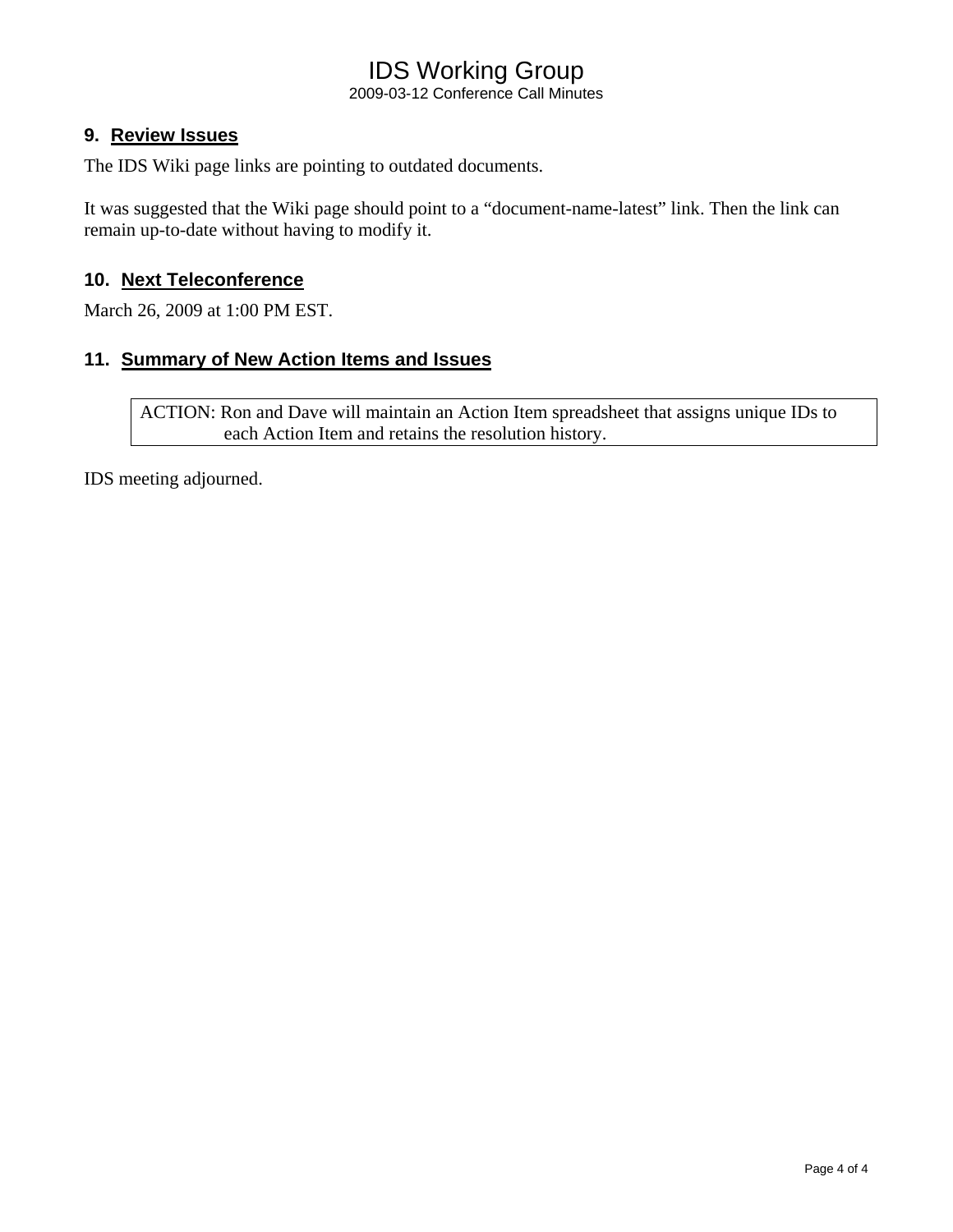## 9. Review Issues

The IDS Wiki page links are pointing to outdated documents.

It was suggested that the Wiki page should point to a “document-name-latest” link. Then the link can remain up-to-date without having to modify it.

## 10. Next Teleconference

March 26, 2009 at 1:00 PM EST.

## 11. Summary of New Action Items and Issues

> ACTION: Ron and Dave will maintain an Action Item spreadsheet that assigns unique IDs to each Action Item and retains the resolution history.

IDS meeting adjourned.